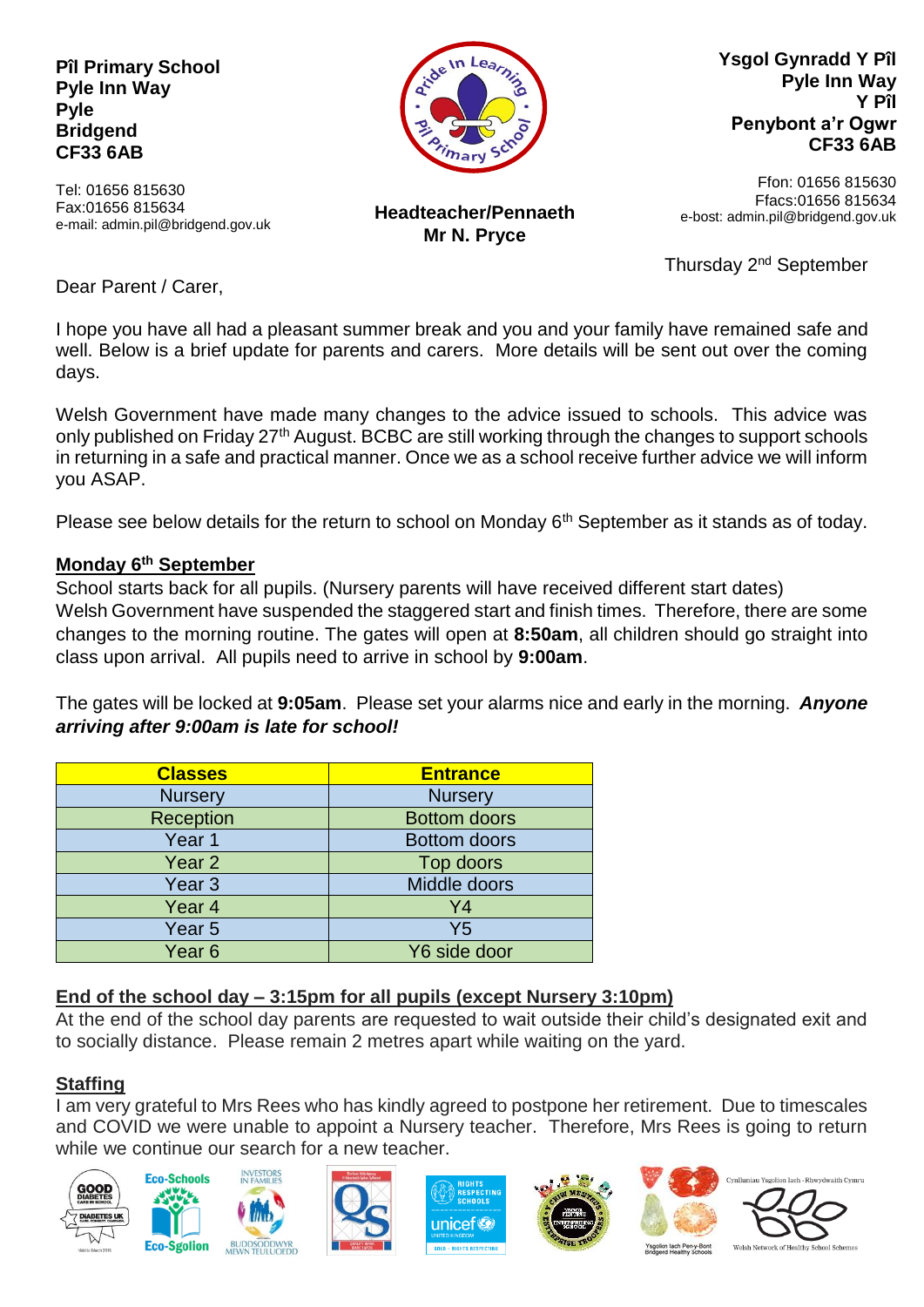**Pîl Primary School**
**Pyle Inn Way**
**Pyle**
**Bridgend**
**CF33 6AB**

Tel: 01656 815630
Fax:01656 815634
e-mail: admin.pil@bridgend.gov.uk

**Headteacher/Pennaeth**
**Mr N. Pryce**

**Ysgol Gynradd Y Pîl**
**Pyle Inn Way**
**Y Pîl**
**Penybont a'r Ogwr**
**CF33 6AB**

Ffon: 01656 815630
Ffacs:01656 815634
e-bost: admin.pil@bridgend.gov.uk

Thursday 2nd September

Dear Parent / Carer,

I hope you have all had a pleasant summer break and you and your family have remained safe and well. Below is a brief update for parents and carers. More details will be sent out over the coming days.

Welsh Government have made many changes to the advice issued to schools. This advice was only published on Friday 27th August. BCBC are still working through the changes to support schools in returning in a safe and practical manner. Once we as a school receive further advice we will inform you ASAP.

Please see below details for the return to school on Monday 6th September as it stands as of today.

**Monday 6th September**

School starts back for all pupils. (Nursery parents will have received different start dates)
Welsh Government have suspended the staggered start and finish times. Therefore, there are some changes to the morning routine. The gates will open at **8:50am**, all children should go straight into class upon arrival. All pupils need to arrive in school by **9:00am**.

The gates will be locked at **9:05am**. Please set your alarms nice and early in the morning. ***Anyone arriving after 9:00am is late for school!***

| Classes | Entrance |
|---|---|
| Nursery | Nursery |
| Reception | Bottom doors |
| Year 1 | Bottom doors |
| Year 2 | Top doors |
| Year 3 | Middle doors |
| Year 4 | Y4 |
| Year 5 | Y5 |
| Year 6 | Y6 side door |

**End of the school day – 3:15pm for all pupils (except Nursery 3:10pm)**

At the end of the school day parents are requested to wait outside their child's designated exit and to socially distance. Please remain 2 metres apart while waiting on the yard.

**Staffing**

I am very grateful to Mrs Rees who has kindly agreed to postpone her retirement. Due to timescales and COVID we were unable to appoint a Nursery teacher. Therefore, Mrs Rees is going to return while we continue our search for a new teacher.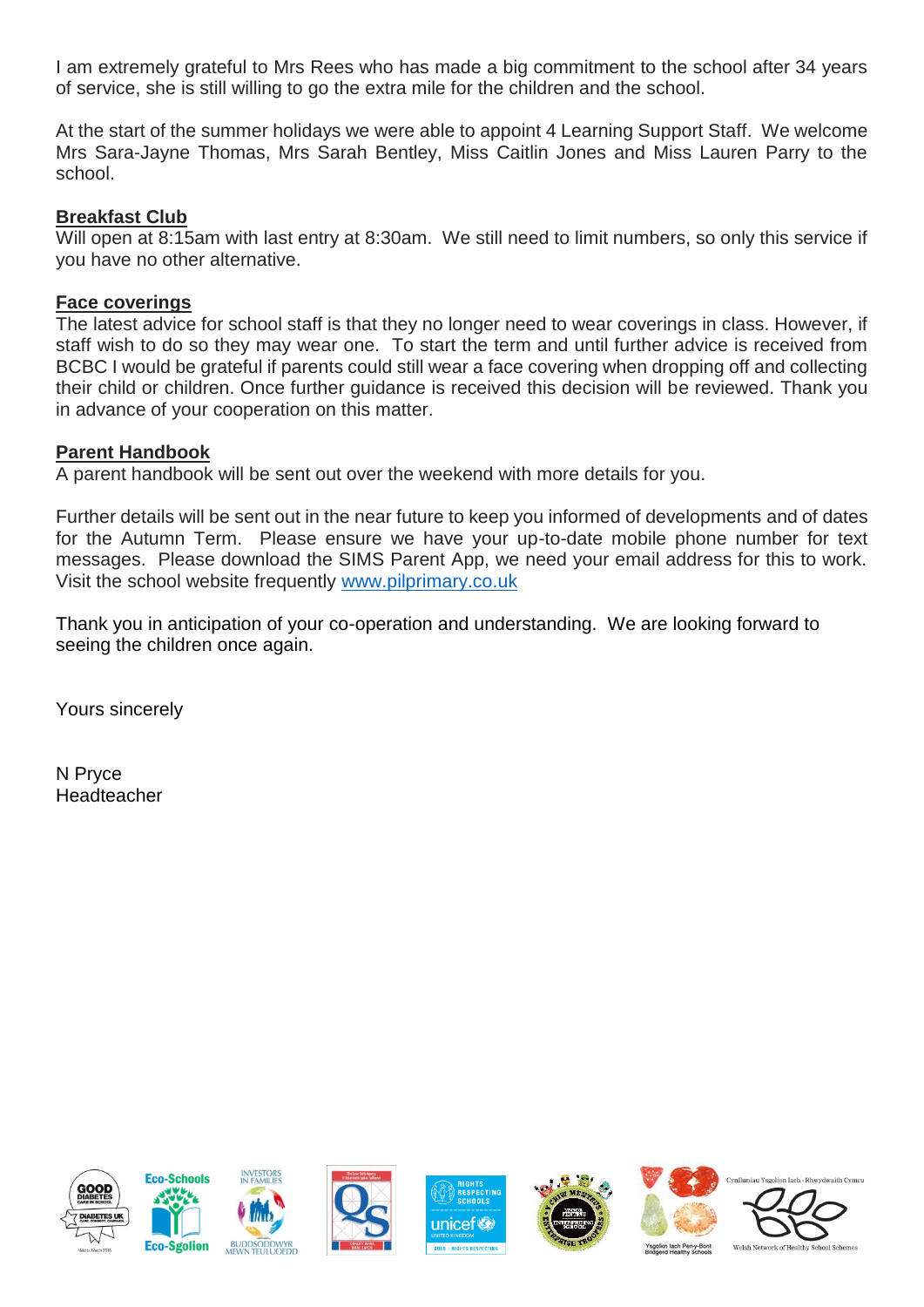I am extremely grateful to Mrs Rees who has made a big commitment to the school after 34 years of service, she is still willing to go the extra mile for the children and the school.

At the start of the summer holidays we were able to appoint 4 Learning Support Staff. We welcome Mrs Sara-Jayne Thomas, Mrs Sarah Bentley, Miss Caitlin Jones and Miss Lauren Parry to the school.

**Breakfast Club**

Will open at 8:15am with last entry at 8:30am. We still need to limit numbers, so only this service if you have no other alternative.

**Face coverings**

The latest advice for school staff is that they no longer need to wear coverings in class. However, if staff wish to do so they may wear one. To start the term and until further advice is received from BCBC I would be grateful if parents could still wear a face covering when dropping off and collecting their child or children. Once further guidance is received this decision will be reviewed. Thank you in advance of your cooperation on this matter.

**Parent Handbook**

A parent handbook will be sent out over the weekend with more details for you.

Further details will be sent out in the near future to keep you informed of developments and of dates for the Autumn Term. Please ensure we have your up-to-date mobile phone number for text messages. Please download the SIMS Parent App, we need your email address for this to work. Visit the school website frequently www.pilprimary.co.uk

Thank you in anticipation of your co-operation and understanding. We are looking forward to seeing the children once again.

Yours sincerely

N Pryce
Headteacher